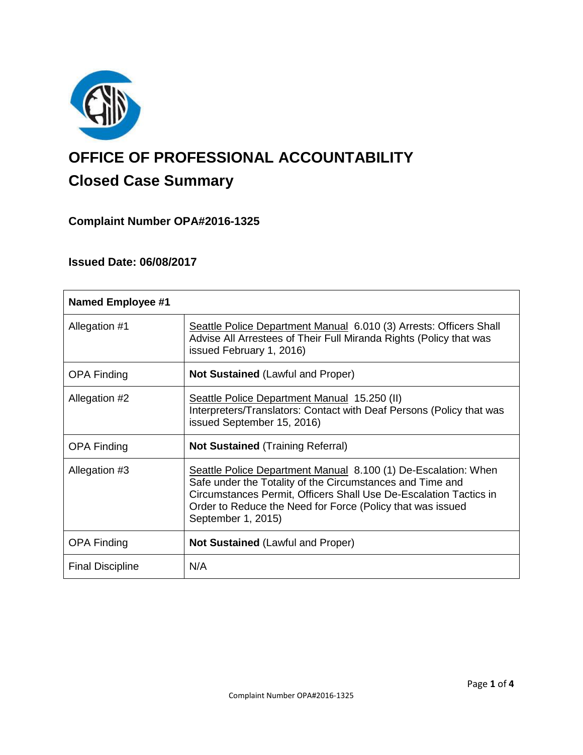# OFFICE OF PROFESSIONAL ACCOUNTABILITY

## Closed Case Summary

### Complaint Number OPA#2016-1325

### Issued Date: 06/08/2017

| **Named Employee #1** | |
|---|---|
| Allegation #1 | Seattle Police Department Manual 6.010 (3) Arrests: Officers Shall Advise All Arrestees of Their Full Miranda Rights (Policy that was issued February 1, 2016) |
| OPA Finding | **Not Sustained** (Lawful and Proper) |
| Allegation #2 | Seattle Police Department Manual 15.250 (II) Interpreters/Translators: Contact with Deaf Persons (Policy that was issued September 15, 2016) |
| OPA Finding | **Not Sustained** (Training Referral) |
| Allegation #3 | Seattle Police Department Manual 8.100 (1) De-Escalation: When Safe under the Totality of the Circumstances and Time and Circumstances Permit, Officers Shall Use De-Escalation Tactics in Order to Reduce the Need for Force (Policy that was issued September 1, 2015) |
| OPA Finding | **Not Sustained** (Lawful and Proper) |
| Final Discipline | N/A |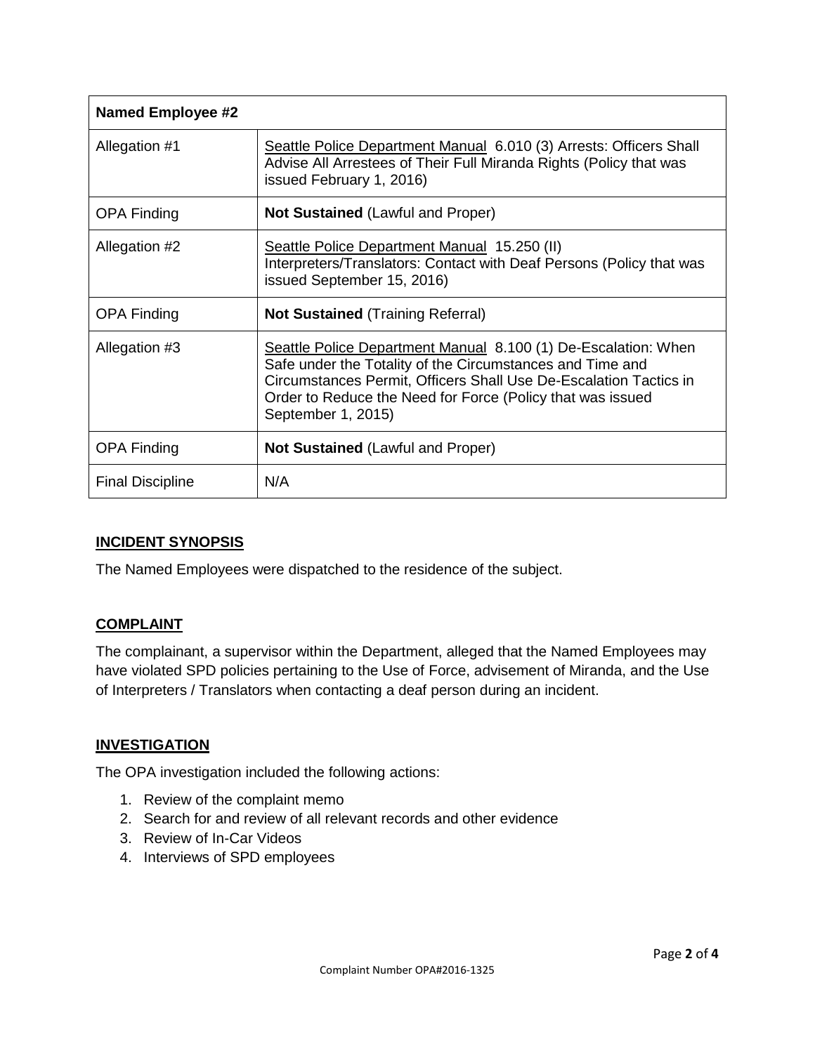| Named Employee #2 | |
|---|---|
| Allegation #1 | Seattle Police Department Manual 6.010 (3) Arrests: Officers Shall Advise All Arrestees of Their Full Miranda Rights (Policy that was issued February 1, 2016) |
| OPA Finding | **Not Sustained** (Lawful and Proper) |
| Allegation #2 | Seattle Police Department Manual 15.250 (II) Interpreters/Translators: Contact with Deaf Persons (Policy that was issued September 15, 2016) |
| OPA Finding | **Not Sustained** (Training Referral) |
| Allegation #3 | Seattle Police Department Manual 8.100 (1) De-Escalation: When Safe under the Totality of the Circumstances and Time and Circumstances Permit, Officers Shall Use De-Escalation Tactics in Order to Reduce the Need for Force (Policy that was issued September 1, 2015) |
| OPA Finding | **Not Sustained** (Lawful and Proper) |
| Final Discipline | N/A |

## INCIDENT SYNOPSIS

The Named Employees were dispatched to the residence of the subject.

## COMPLAINT

The complainant, a supervisor within the Department, alleged that the Named Employees may have violated SPD policies pertaining to the Use of Force, advisement of Miranda, and the Use of Interpreters / Translators when contacting a deaf person during an incident.

## INVESTIGATION

The OPA investigation included the following actions:

1. Review of the complaint memo
2. Search for and review of all relevant records and other evidence
3. Review of In-Car Videos
4. Interviews of SPD employees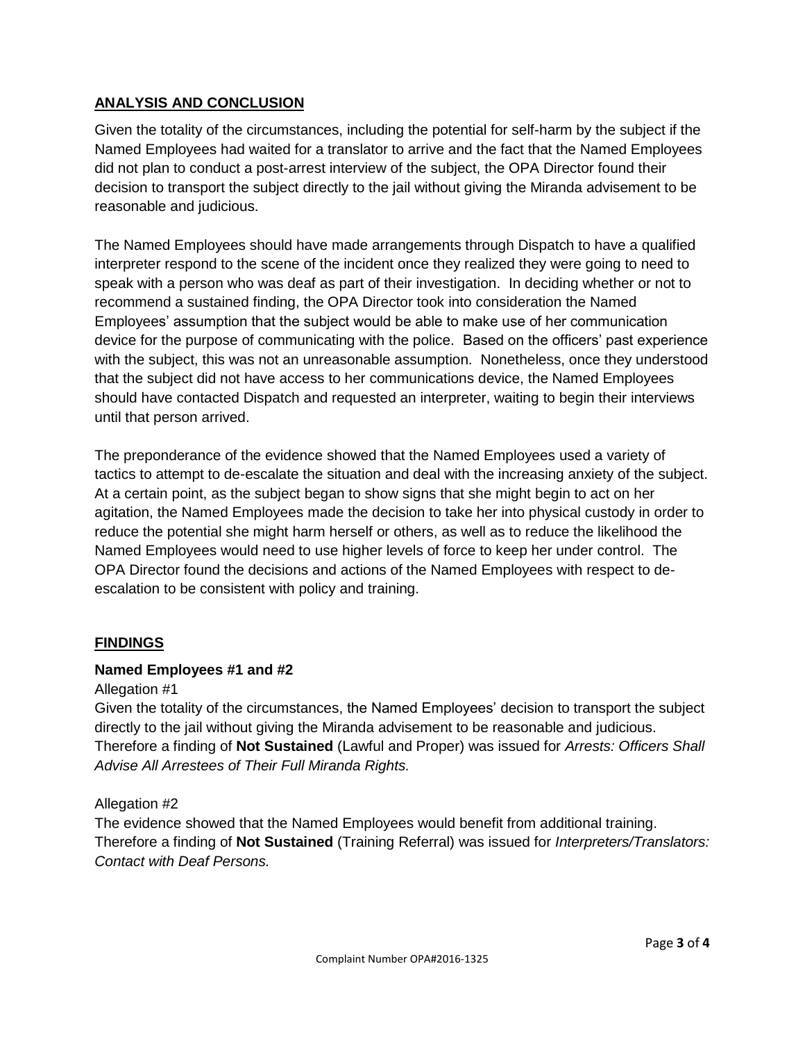## ANALYSIS AND CONCLUSION

Given the totality of the circumstances, including the potential for self-harm by the subject if the Named Employees had waited for a translator to arrive and the fact that the Named Employees did not plan to conduct a post-arrest interview of the subject, the OPA Director found their decision to transport the subject directly to the jail without giving the Miranda advisement to be reasonable and judicious.

The Named Employees should have made arrangements through Dispatch to have a qualified interpreter respond to the scene of the incident once they realized they were going to need to speak with a person who was deaf as part of their investigation. In deciding whether or not to recommend a sustained finding, the OPA Director took into consideration the Named Employees' assumption that the subject would be able to make use of her communication device for the purpose of communicating with the police. Based on the officers' past experience with the subject, this was not an unreasonable assumption. Nonetheless, once they understood that the subject did not have access to her communications device, the Named Employees should have contacted Dispatch and requested an interpreter, waiting to begin their interviews until that person arrived.

The preponderance of the evidence showed that the Named Employees used a variety of tactics to attempt to de-escalate the situation and deal with the increasing anxiety of the subject. At a certain point, as the subject began to show signs that she might begin to act on her agitation, the Named Employees made the decision to take her into physical custody in order to reduce the potential she might harm herself or others, as well as to reduce the likelihood the Named Employees would need to use higher levels of force to keep her under control. The OPA Director found the decisions and actions of the Named Employees with respect to de-escalation to be consistent with policy and training.

## FINDINGS

### Named Employees #1 and #2

Allegation #1

Given the totality of the circumstances, the Named Employees' decision to transport the subject directly to the jail without giving the Miranda advisement to be reasonable and judicious. Therefore a finding of **Not Sustained** (Lawful and Proper) was issued for *Arrests: Officers Shall Advise All Arrestees of Their Full Miranda Rights.*

Allegation #2

The evidence showed that the Named Employees would benefit from additional training. Therefore a finding of **Not Sustained** (Training Referral) was issued for *Interpreters/Translators: Contact with Deaf Persons.*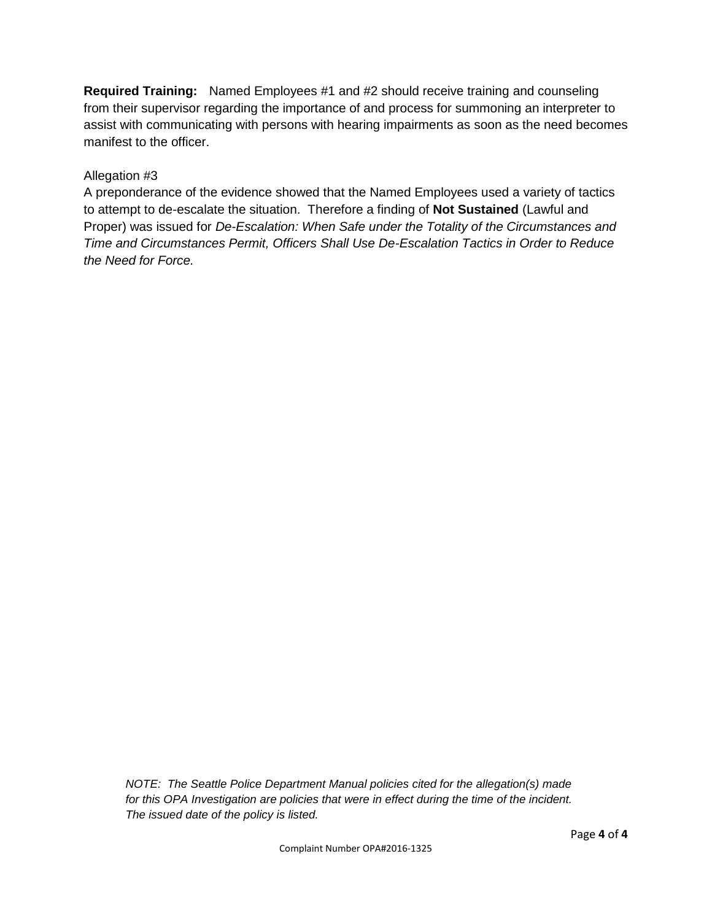**Required Training:** Named Employees #1 and #2 should receive training and counseling from their supervisor regarding the importance of and process for summoning an interpreter to assist with communicating with persons with hearing impairments as soon as the need becomes manifest to the officer.

Allegation #3

A preponderance of the evidence showed that the Named Employees used a variety of tactics to attempt to de-escalate the situation. Therefore a finding of **Not Sustained** (Lawful and Proper) was issued for *De-Escalation: When Safe under the Totality of the Circumstances and Time and Circumstances Permit, Officers Shall Use De-Escalation Tactics in Order to Reduce the Need for Force.*

*NOTE: The Seattle Police Department Manual policies cited for the allegation(s) made for this OPA Investigation are policies that were in effect during the time of the incident. The issued date of the policy is listed.*